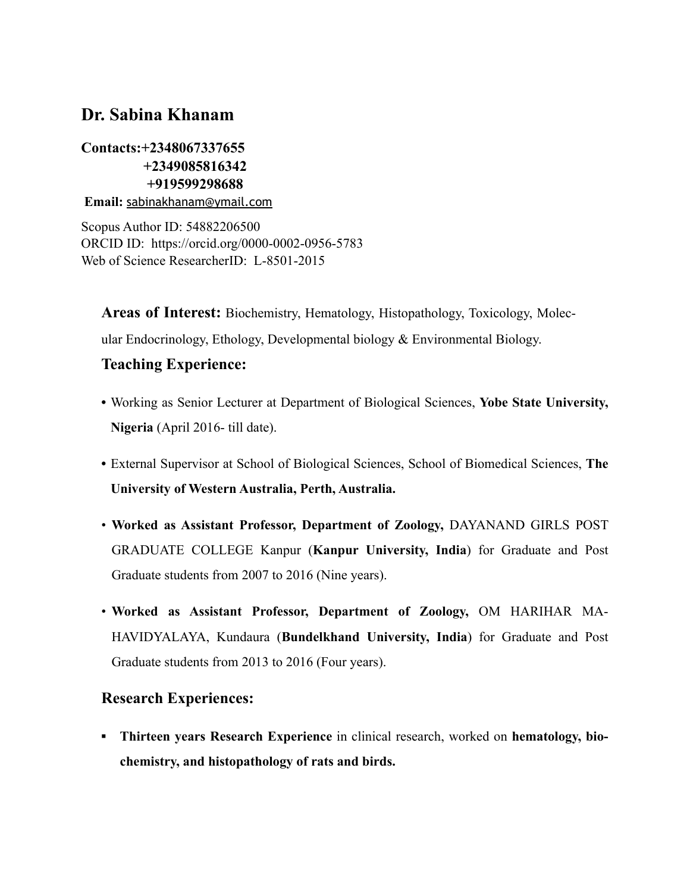# Dr. Sabina Khanam

**Contacts:+2348067337655**
**+2349085816342**
**+919599298688**
**Email:** sabinakhanam@ymail.com

Scopus Author ID: 54882206500
ORCID ID: https://orcid.org/0000-0002-0956-5783
Web of Science ResearcherID: L-8501-2015

**Areas of Interest:** Biochemistry, Hematology, Histopathology, Toxicology, Molecular Endocrinology, Ethology, Developmental biology & Environmental Biology.

## Teaching Experience:

- Working as Senior Lecturer at Department of Biological Sciences, **Yobe State University, Nigeria** (April 2016- till date).
- External Supervisor at School of Biological Sciences, School of Biomedical Sciences, **The University of Western Australia, Perth, Australia.**
- **Worked as Assistant Professor, Department of Zoology,** DAYANAND GIRLS POST GRADUATE COLLEGE Kanpur (**Kanpur University, India**) for Graduate and Post Graduate students from 2007 to 2016 (Nine years).
- **Worked as Assistant Professor, Department of Zoology,** OM HARIHAR MAHAVIDYALAYA, Kundaura (**Bundelkhand University, India**) for Graduate and Post Graduate students from 2013 to 2016 (Four years).

## Research Experiences:

- **Thirteen years Research Experience** in clinical research, worked on **hematology, biochemistry, and histopathology of rats and birds.**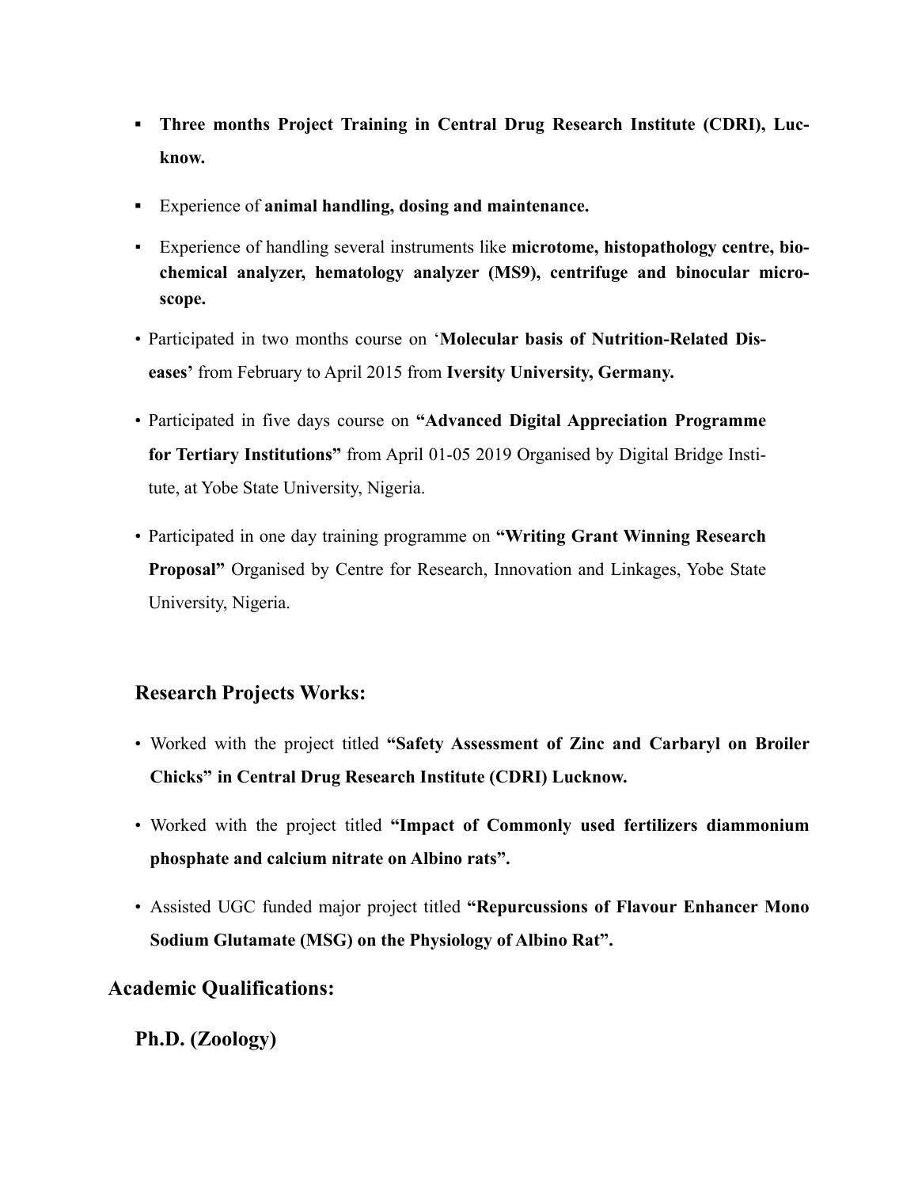- **Three months Project Training in Central Drug Research Institute (CDRI), Lucknow.**
- Experience of **animal handling, dosing and maintenance.**
- Experience of handling several instruments like **microtome, histopathology centre, biochemical analyzer, hematology analyzer (MS9), centrifuge and binocular microscope.**
- Participated in two months course on '**Molecular basis of Nutrition-Related Diseases'** from February to April 2015 from **Iversity University, Germany.**
- Participated in five days course on **"Advanced Digital Appreciation Programme for Tertiary Institutions"** from April 01-05 2019 Organised by Digital Bridge Institute, at Yobe State University, Nigeria.
- Participated in one day training programme on **"Writing Grant Winning Research Proposal"** Organised by Centre for Research, Innovation and Linkages, Yobe State University, Nigeria.

## Research Projects Works:

- Worked with the project titled **"Safety Assessment of Zinc and Carbaryl on Broiler Chicks" in Central Drug Research Institute (CDRI) Lucknow.**
- Worked with the project titled **"Impact of Commonly used fertilizers diammonium phosphate and calcium nitrate on Albino rats".**
- Assisted UGC funded major project titled **"Repurcussions of Flavour Enhancer Mono Sodium Glutamate (MSG) on the Physiology of Albino Rat".**

## Academic Qualifications:

### Ph.D. (Zoology)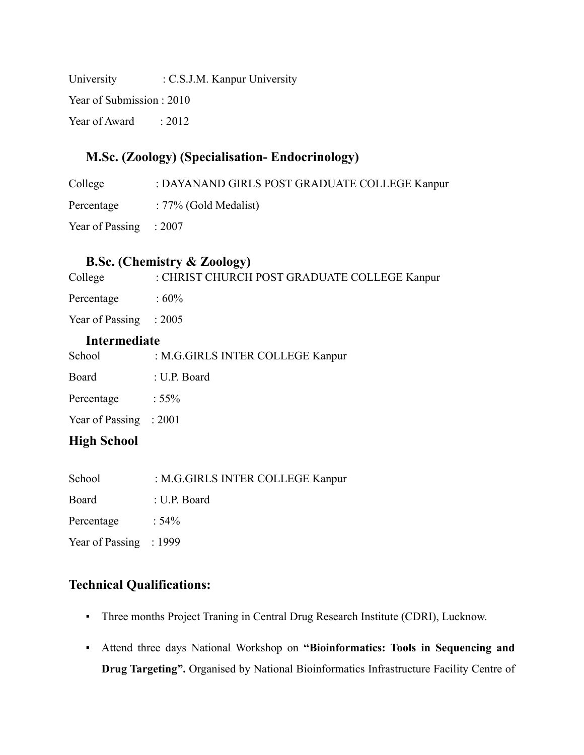University : C.S.J.M. Kanpur University

Year of Submission : 2010

Year of Award : 2012

### M.Sc. (Zoology) (Specialisation- Endocrinology)

College : DAYANAND GIRLS POST GRADUATE COLLEGE Kanpur

Percentage : 77% (Gold Medalist)

Year of Passing : 2007

### B.Sc. (Chemistry & Zoology)

College : CHRIST CHURCH POST GRADUATE COLLEGE Kanpur

Percentage : 60%

Year of Passing : 2005

### Intermediate

School : M.G.GIRLS INTER COLLEGE Kanpur

Board : U.P. Board

Percentage : 55%

Year of Passing : 2001

### High School

School : M.G.GIRLS INTER COLLEGE Kanpur

Board : U.P. Board

Percentage : 54%

Year of Passing : 1999

## Technical Qualifications:

- Three months Project Traning in Central Drug Research Institute (CDRI), Lucknow.
- Attend three days National Workshop on **"Bioinformatics: Tools in Sequencing and Drug Targeting".** Organised by National Bioinformatics Infrastructure Facility Centre of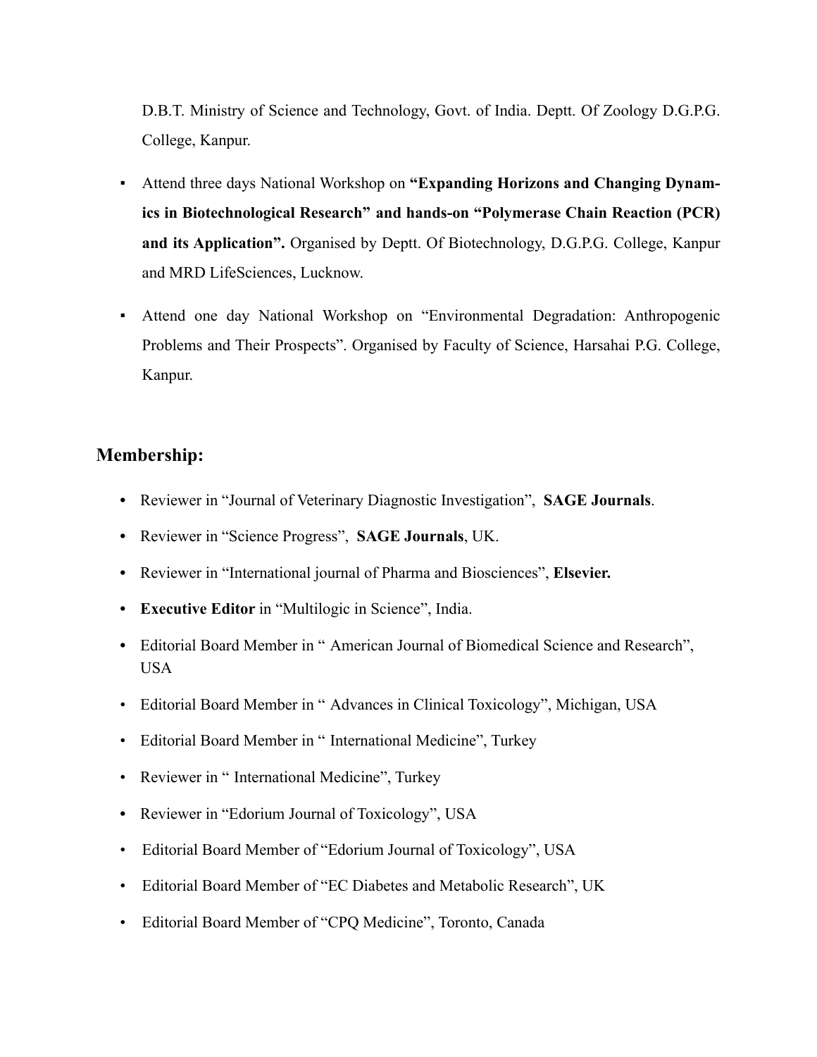D.B.T. Ministry of Science and Technology, Govt. of India. Deptt. Of Zoology D.G.P.G. College, Kanpur.

- Attend three days National Workshop on **"Expanding Horizons and Changing Dynamics in Biotechnological Research" and hands-on "Polymerase Chain Reaction (PCR) and its Application".** Organised by Deptt. Of Biotechnology, D.G.P.G. College, Kanpur and MRD LifeSciences, Lucknow.
- Attend one day National Workshop on "Environmental Degradation: Anthropogenic Problems and Their Prospects". Organised by Faculty of Science, Harsahai P.G. College, Kanpur.

## Membership:

- Reviewer in "Journal of Veterinary Diagnostic Investigation", **SAGE Journals**.
- Reviewer in "Science Progress", **SAGE Journals**, UK.
- Reviewer in "International journal of Pharma and Biosciences", **Elsevier.**
- **Executive Editor** in "Multilogic in Science", India.
- Editorial Board Member in " American Journal of Biomedical Science and Research", USA
- Editorial Board Member in " Advances in Clinical Toxicology", Michigan, USA
- Editorial Board Member in " International Medicine", Turkey
- Reviewer in " International Medicine", Turkey
- Reviewer in "Edorium Journal of Toxicology", USA
- Editorial Board Member of "Edorium Journal of Toxicology", USA
- Editorial Board Member of "EC Diabetes and Metabolic Research", UK
- Editorial Board Member of "CPQ Medicine", Toronto, Canada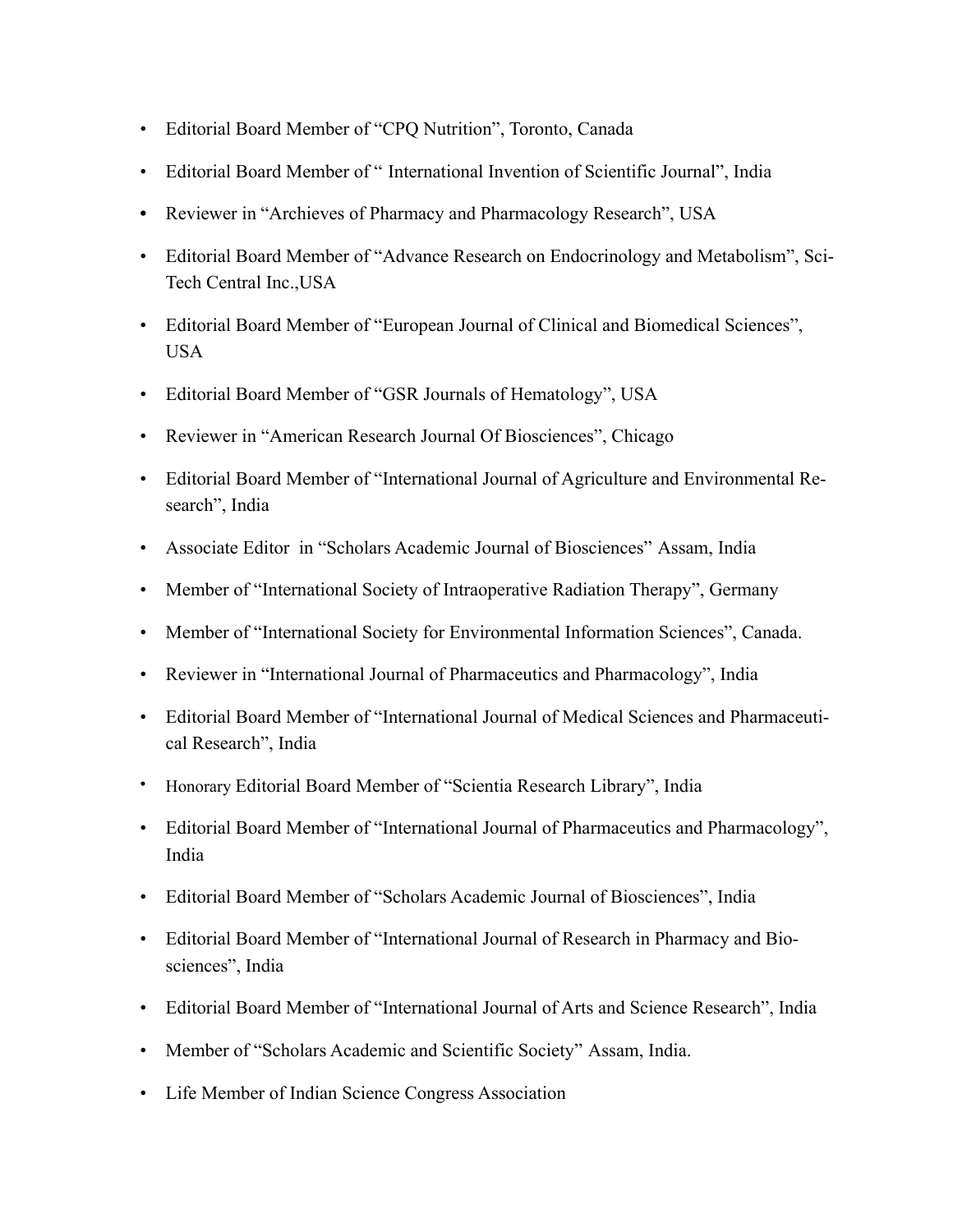- Editorial Board Member of “CPQ Nutrition”, Toronto, Canada
- Editorial Board Member of “ International Invention of Scientific Journal”, India
- Reviewer in “Archieves of Pharmacy and Pharmacology Research”, USA
- Editorial Board Member of “Advance Research on Endocrinology and Metabolism”, Sci-Tech Central Inc.,USA
- Editorial Board Member of “European Journal of Clinical and Biomedical Sciences”, USA
- Editorial Board Member of “GSR Journals of Hematology”, USA
- Reviewer in “American Research Journal Of Biosciences”, Chicago
- Editorial Board Member of “International Journal of Agriculture and Environmental Research”, India
- Associate Editor in “Scholars Academic Journal of Biosciences” Assam, India
- Member of “International Society of Intraoperative Radiation Therapy”, Germany
- Member of “International Society for Environmental Information Sciences”, Canada.
- Reviewer in “International Journal of Pharmaceutics and Pharmacology”, India
- Editorial Board Member of “International Journal of Medical Sciences and Pharmaceutical Research”, India
- Honorary Editorial Board Member of “Scientia Research Library”, India
- Editorial Board Member of “International Journal of Pharmaceutics and Pharmacology”, India
- Editorial Board Member of “Scholars Academic Journal of Biosciences”, India
- Editorial Board Member of “International Journal of Research in Pharmacy and Biosciences”, India
- Editorial Board Member of “International Journal of Arts and Science Research”, India
- Member of “Scholars Academic and Scientific Society” Assam, India.
- Life Member of Indian Science Congress Association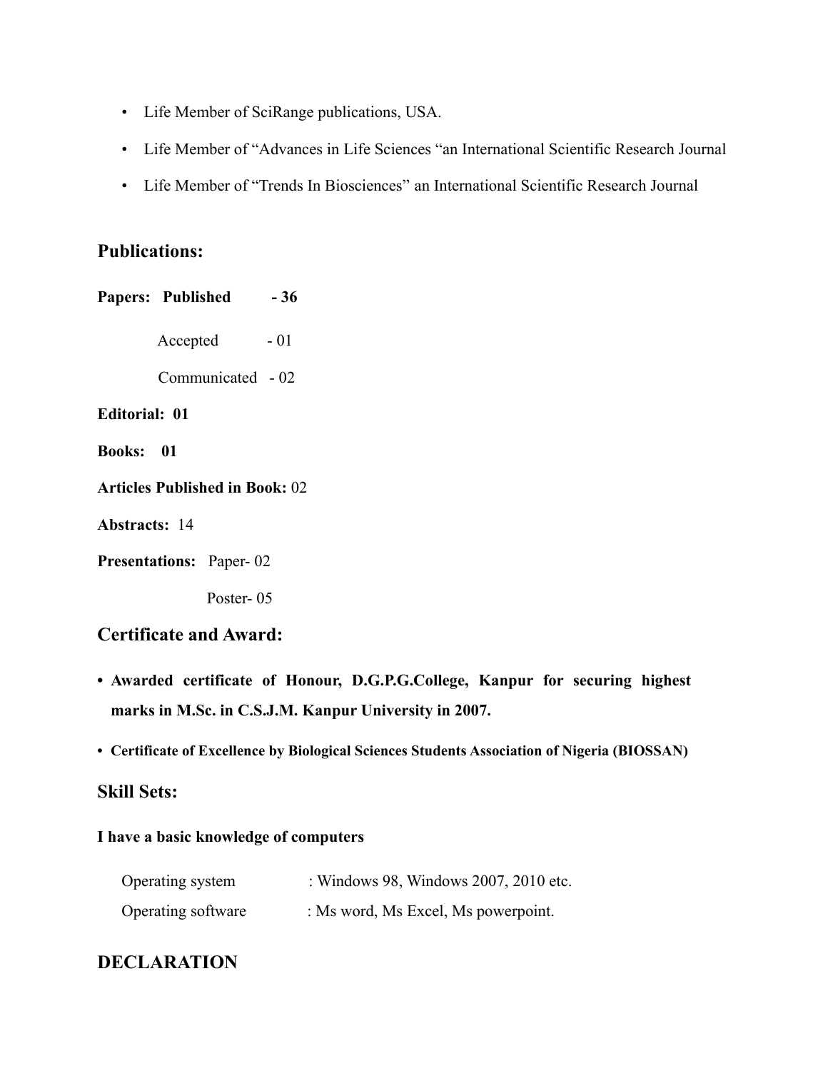- Life Member of SciRange publications, USA.
- Life Member of "Advances in Life Sciences "an International Scientific Research Journal
- Life Member of "Trends In Biosciences" an International Scientific Research Journal

## Publications:

**Papers: Published - 36**

Accepted - 01

Communicated - 02

**Editorial: 01**

**Books: 01**

**Articles Published in Book:** 02

**Abstracts:** 14

**Presentations:** Paper- 02

Poster- 05

## Certificate and Award:

- **Awarded certificate of Honour, D.G.P.G.College, Kanpur for securing highest marks in M.Sc. in C.S.J.M. Kanpur University in 2007.**
- **Certificate of Excellence by Biological Sciences Students Association of Nigeria (BIOSSAN)**

## Skill Sets:

**I have a basic knowledge of computers**

Operating system : Windows 98, Windows 2007, 2010 etc.

Operating software : Ms word, Ms Excel, Ms powerpoint.

## DECLARATION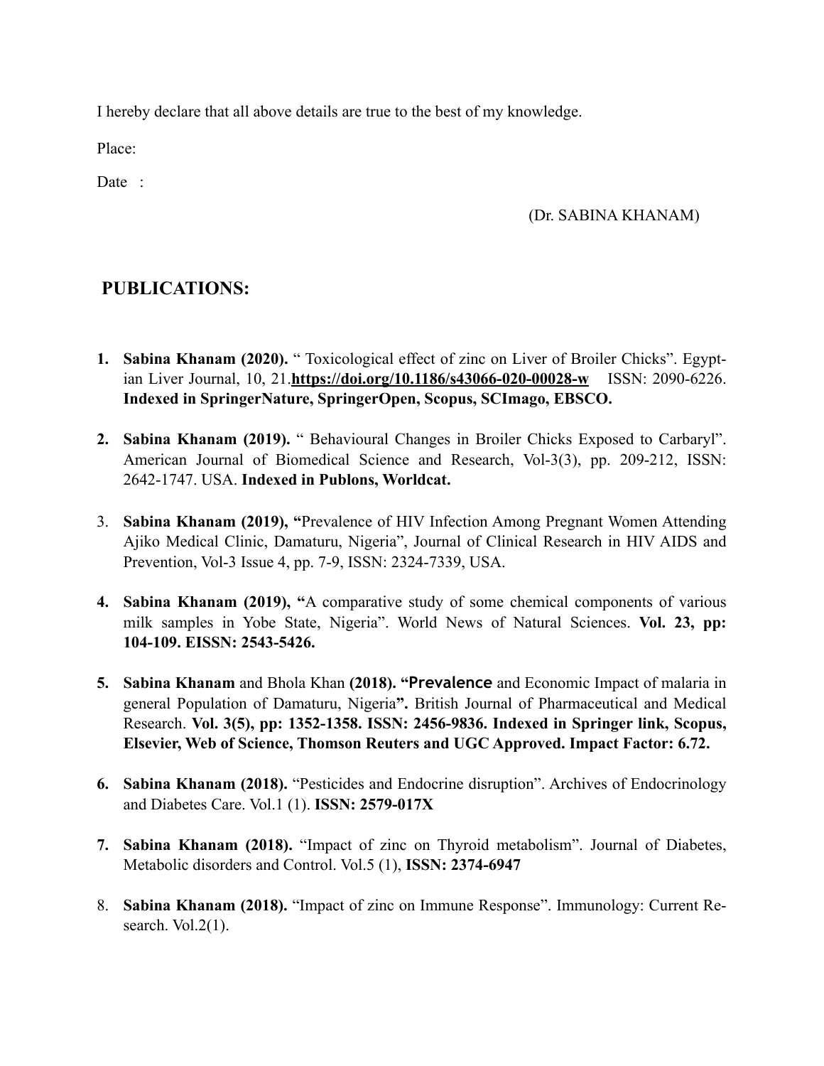I hereby declare that all above details are true to the best of my knowledge.

Place:

Date :

(Dr. SABINA KHANAM)

## PUBLICATIONS:

1. **Sabina Khanam (2020).** " Toxicological effect of zinc on Liver of Broiler Chicks". Egyptian Liver Journal, 10, 21.**https://doi.org/10.1186/s43066-020-00028-w** ISSN: 2090-6226. **Indexed in SpringerNature, SpringerOpen, Scopus, SCImago, EBSCO.**

2. **Sabina Khanam (2019).** " Behavioural Changes in Broiler Chicks Exposed to Carbaryl". American Journal of Biomedical Science and Research, Vol-3(3), pp. 209-212, ISSN: 2642-1747. USA. **Indexed in Publons, Worldcat.**

3. **Sabina Khanam (2019), "**Prevalence of HIV Infection Among Pregnant Women Attending Ajiko Medical Clinic, Damaturu, Nigeria", Journal of Clinical Research in HIV AIDS and Prevention, Vol-3 Issue 4, pp. 7-9, ISSN: 2324-7339, USA.

4. **Sabina Khanam (2019), "**A comparative study of some chemical components of various milk samples in Yobe State, Nigeria". World News of Natural Sciences. **Vol. 23, pp: 104-109. EISSN: 2543-5426.**

5. **Sabina Khanam** and Bhola Khan **(2018). "Prevalence** and Economic Impact of malaria in general Population of Damaturu, Nigeria**".** British Journal of Pharmaceutical and Medical Research. **Vol. 3(5), pp: 1352-1358. ISSN: 2456-9836. Indexed in Springer link, Scopus, Elsevier, Web of Science, Thomson Reuters and UGC Approved. Impact Factor: 6.72.**

6. **Sabina Khanam (2018).** "Pesticides and Endocrine disruption". Archives of Endocrinology and Diabetes Care. Vol.1 (1). **ISSN: 2579-017X**

7. **Sabina Khanam (2018).** "Impact of zinc on Thyroid metabolism". Journal of Diabetes, Metabolic disorders and Control. Vol.5 (1), **ISSN: 2374-6947**

8. **Sabina Khanam (2018).** "Impact of zinc on Immune Response". Immunology: Current Research. Vol.2(1).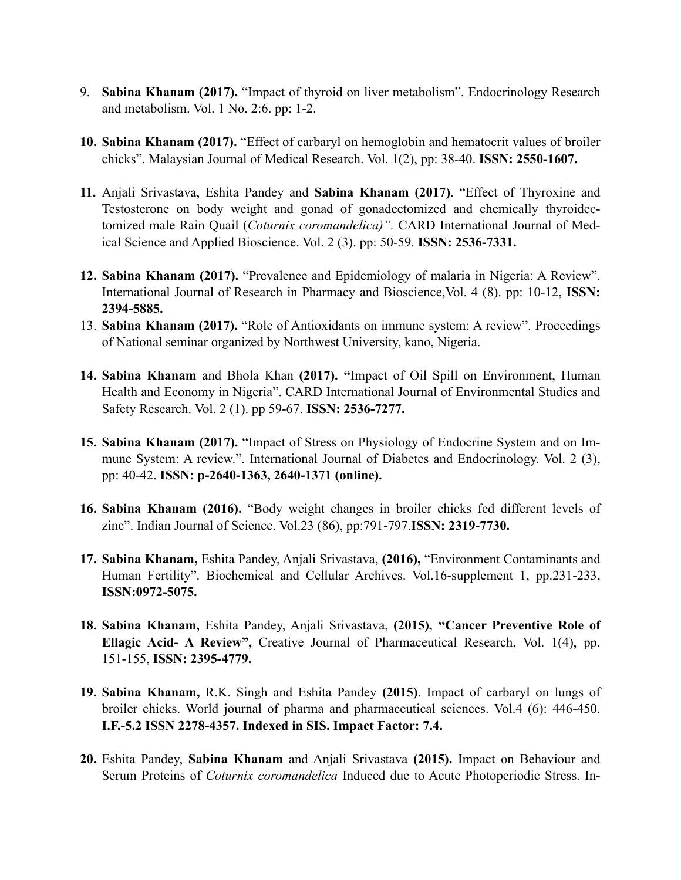9. **Sabina Khanam (2017).** "Impact of thyroid on liver metabolism". Endocrinology Research and metabolism. Vol. 1 No. 2:6. pp: 1-2.

10. **Sabina Khanam (2017).** "Effect of carbaryl on hemoglobin and hematocrit values of broiler chicks". Malaysian Journal of Medical Research. Vol. 1(2), pp: 38-40. **ISSN: 2550-1607.**

11. Anjali Srivastava, Eshita Pandey and **Sabina Khanam (2017)**. "Effect of Thyroxine and Testosterone on body weight and gonad of gonadectomized and chemically thyroidectomized male Rain Quail (*Coturnix coromandelica)".* CARD International Journal of Medical Science and Applied Bioscience. Vol. 2 (3). pp: 50-59. **ISSN: 2536-7331.**

12. **Sabina Khanam (2017).** "Prevalence and Epidemiology of malaria in Nigeria: A Review". International Journal of Research in Pharmacy and Bioscience,Vol. 4 (8). pp: 10-12, **ISSN: 2394-5885.**

13. **Sabina Khanam (2017).** "Role of Antioxidants on immune system: A review". Proceedings of National seminar organized by Northwest University, kano, Nigeria.

14. **Sabina Khanam** and Bhola Khan **(2017). "**Impact of Oil Spill on Environment, Human Health and Economy in Nigeria". CARD International Journal of Environmental Studies and Safety Research. Vol. 2 (1). pp 59-67. **ISSN: 2536-7277.**

15. **Sabina Khanam (2017).** "Impact of Stress on Physiology of Endocrine System and on Immune System: A review.". International Journal of Diabetes and Endocrinology. Vol. 2 (3), pp: 40-42. **ISSN: p-2640-1363, 2640-1371 (online).**

16. **Sabina Khanam (2016).** "Body weight changes in broiler chicks fed different levels of zinc". Indian Journal of Science. Vol.23 (86), pp:791-797.**ISSN: 2319-7730.**

17. **Sabina Khanam,** Eshita Pandey, Anjali Srivastava, **(2016),** "Environment Contaminants and Human Fertility". Biochemical and Cellular Archives. Vol.16-supplement 1, pp.231-233, **ISSN:0972-5075.**

18. **Sabina Khanam,** Eshita Pandey, Anjali Srivastava, **(2015), "Cancer Preventive Role of Ellagic Acid- A Review",** Creative Journal of Pharmaceutical Research, Vol. 1(4), pp. 151-155, **ISSN: 2395-4779.**

19. **Sabina Khanam,** R.K. Singh and Eshita Pandey **(2015)**. Impact of carbaryl on lungs of broiler chicks. World journal of pharma and pharmaceutical sciences. Vol.4 (6): 446-450. **I.F.-5.2 ISSN 2278-4357. Indexed in SIS. Impact Factor: 7.4.**

20. Eshita Pandey, **Sabina Khanam** and Anjali Srivastava **(2015).** Impact on Behaviour and Serum Proteins of *Coturnix coromandelica* Induced due to Acute Photoperiodic Stress. In-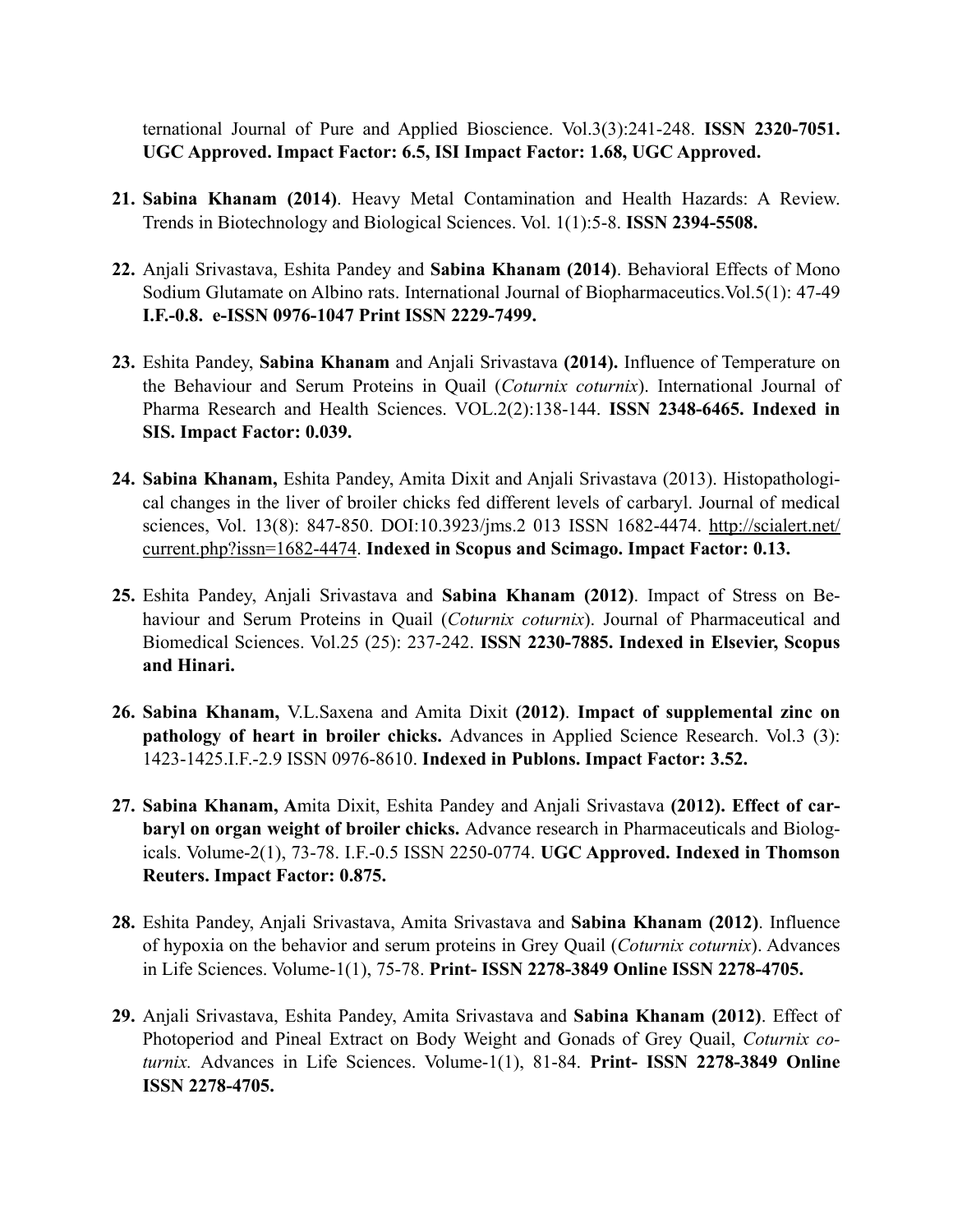ternational Journal of Pure and Applied Bioscience. Vol.3(3):241-248. **ISSN 2320-7051. UGC Approved. Impact Factor: 6.5, ISI Impact Factor: 1.68, UGC Approved.**

21. **Sabina Khanam (2014)**. Heavy Metal Contamination and Health Hazards: A Review. Trends in Biotechnology and Biological Sciences. Vol. 1(1):5-8. **ISSN 2394-5508.**

22. Anjali Srivastava, Eshita Pandey and **Sabina Khanam (2014)**. Behavioral Effects of Mono Sodium Glutamate on Albino rats. International Journal of Biopharmaceutics.Vol.5(1): 47-49 **I.F.-0.8. e-ISSN 0976-1047 Print ISSN 2229-7499.**

23. Eshita Pandey, **Sabina Khanam** and Anjali Srivastava **(2014).** Influence of Temperature on the Behaviour and Serum Proteins in Quail (*Coturnix coturnix*). International Journal of Pharma Research and Health Sciences. VOL.2(2):138-144. **ISSN 2348-6465. Indexed in SIS. Impact Factor: 0.039.**

24. **Sabina Khanam,** Eshita Pandey, Amita Dixit and Anjali Srivastava (2013). Histopathological changes in the liver of broiler chicks fed different levels of carbaryl. Journal of medical sciences, Vol. 13(8): 847-850. DOI:10.3923/jms.2 013 ISSN 1682-4474. http://scialert.net/current.php?issn=1682-4474. **Indexed in Scopus and Scimago. Impact Factor: 0.13.**

25. Eshita Pandey, Anjali Srivastava and **Sabina Khanam (2012)**. Impact of Stress on Behaviour and Serum Proteins in Quail (*Coturnix coturnix*). Journal of Pharmaceutical and Biomedical Sciences. Vol.25 (25): 237-242. **ISSN 2230-7885. Indexed in Elsevier, Scopus and Hinari.**

26. **Sabina Khanam,** V.L.Saxena and Amita Dixit **(2012)**. **Impact of supplemental zinc on pathology of heart in broiler chicks.** Advances in Applied Science Research. Vol.3 (3): 1423-1425.I.F.-2.9 ISSN 0976-8610. **Indexed in Publons. Impact Factor: 3.52.**

27. **Sabina Khanam, A**mita Dixit, Eshita Pandey and Anjali Srivastava **(2012). Effect of carbaryl on organ weight of broiler chicks.** Advance research in Pharmaceuticals and Biologicals. Volume-2(1), 73-78. I.F.-0.5 ISSN 2250-0774. **UGC Approved. Indexed in Thomson Reuters. Impact Factor: 0.875.**

28. Eshita Pandey, Anjali Srivastava, Amita Srivastava and **Sabina Khanam (2012)**. Influence of hypoxia on the behavior and serum proteins in Grey Quail (*Coturnix coturnix*). Advances in Life Sciences. Volume-1(1), 75-78. **Print- ISSN 2278-3849 Online ISSN 2278-4705.**

29. Anjali Srivastava, Eshita Pandey, Amita Srivastava and **Sabina Khanam (2012)**. Effect of Photoperiod and Pineal Extract on Body Weight and Gonads of Grey Quail, *Coturnix coturnix.* Advances in Life Sciences. Volume-1(1), 81-84. **Print- ISSN 2278-3849 Online ISSN 2278-4705.**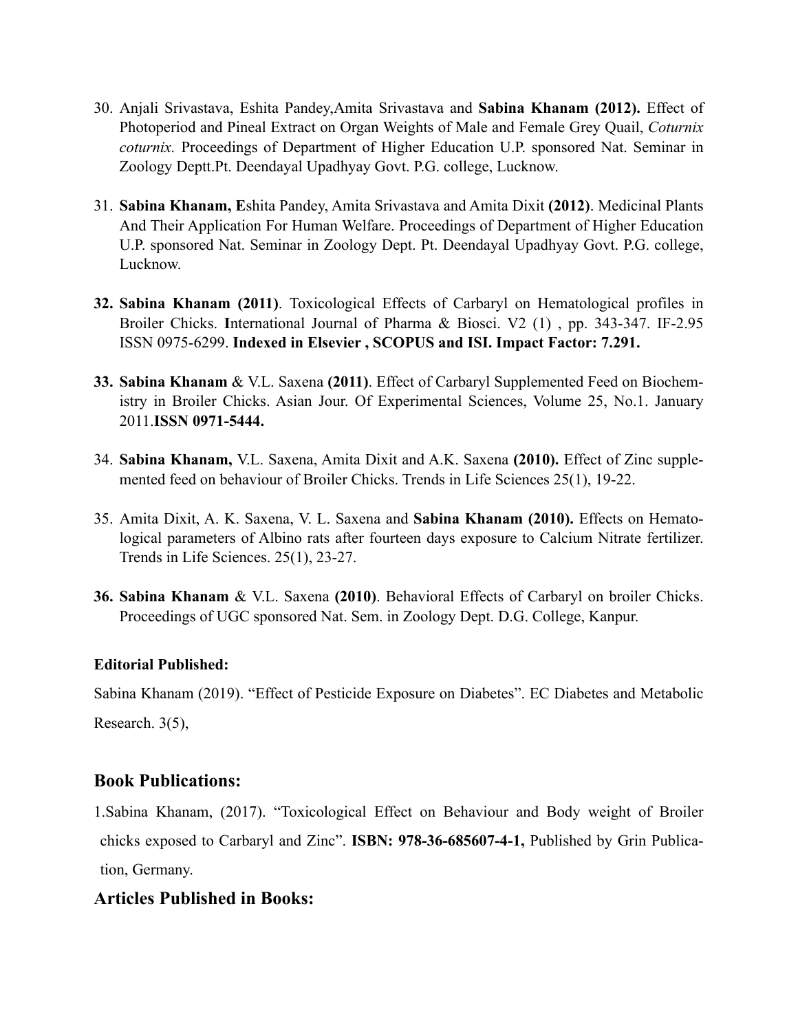30. Anjali Srivastava, Eshita Pandey,Amita Srivastava and **Sabina Khanam (2012).** Effect of Photoperiod and Pineal Extract on Organ Weights of Male and Female Grey Quail, *Coturnix coturnix.* Proceedings of Department of Higher Education U.P. sponsored Nat. Seminar in Zoology Deptt.Pt. Deendayal Upadhyay Govt. P.G. college, Lucknow.

31. **Sabina Khanam, E**shita Pandey, Amita Srivastava and Amita Dixit **(2012)**. Medicinal Plants And Their Application For Human Welfare. Proceedings of Department of Higher Education U.P. sponsored Nat. Seminar in Zoology Dept. Pt. Deendayal Upadhyay Govt. P.G. college, Lucknow.

32. **Sabina Khanam (2011)**. Toxicological Effects of Carbaryl on Hematological profiles in Broiler Chicks. **I**nternational Journal of Pharma & Biosci. V2 (1) , pp. 343-347. IF-2.95 ISSN 0975-6299. **Indexed in Elsevier , SCOPUS and ISI. Impact Factor: 7.291.**

33. **Sabina Khanam** & V.L. Saxena **(2011)**. Effect of Carbaryl Supplemented Feed on Biochemistry in Broiler Chicks. Asian Jour. Of Experimental Sciences, Volume 25, No.1. January 2011.**ISSN 0971-5444.**

34. **Sabina Khanam,** V.L. Saxena, Amita Dixit and A.K. Saxena **(2010).** Effect of Zinc supplemented feed on behaviour of Broiler Chicks. Trends in Life Sciences 25(1), 19-22.

35. Amita Dixit, A. K. Saxena, V. L. Saxena and **Sabina Khanam (2010).** Effects on Hematological parameters of Albino rats after fourteen days exposure to Calcium Nitrate fertilizer. Trends in Life Sciences. 25(1), 23-27.

36. **Sabina Khanam** & V.L. Saxena **(2010)**. Behavioral Effects of Carbaryl on broiler Chicks. Proceedings of UGC sponsored Nat. Sem. in Zoology Dept. D.G. College, Kanpur.

**Editorial Published:**

Sabina Khanam (2019). "Effect of Pesticide Exposure on Diabetes". EC Diabetes and Metabolic Research. 3(5),

## Book Publications:

1.Sabina Khanam, (2017). "Toxicological Effect on Behaviour and Body weight of Broiler chicks exposed to Carbaryl and Zinc". **ISBN: 978-36-685607-4-1,** Published by Grin Publication, Germany.

## Articles Published in Books: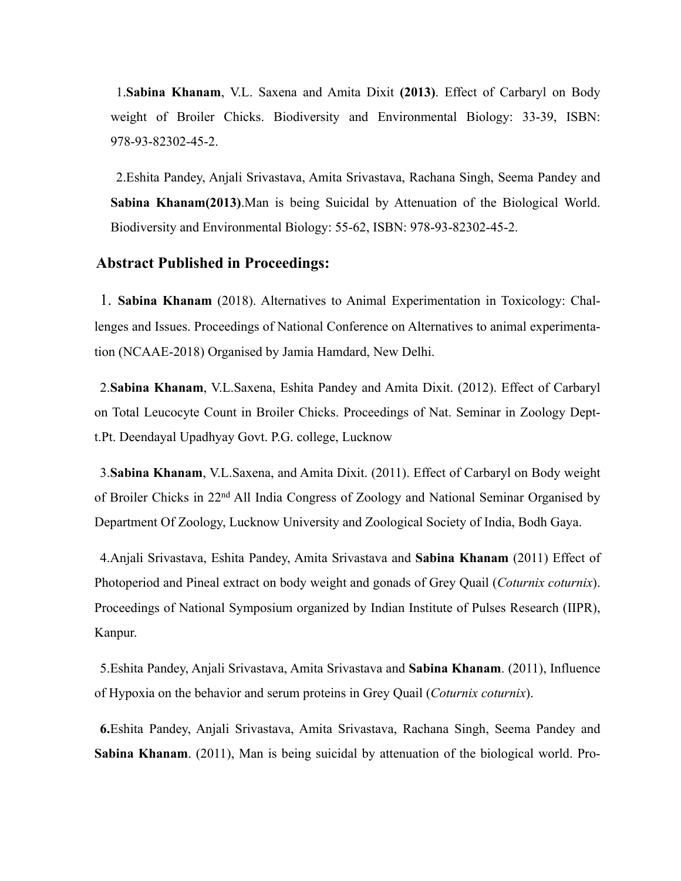1.**Sabina Khanam**, V.L. Saxena and Amita Dixit **(2013)**. Effect of Carbaryl on Body weight of Broiler Chicks. Biodiversity and Environmental Biology: 33-39, ISBN: 978-93-82302-45-2.

2.Eshita Pandey, Anjali Srivastava, Amita Srivastava, Rachana Singh, Seema Pandey and **Sabina Khanam(2013)**.Man is being Suicidal by Attenuation of the Biological World. Biodiversity and Environmental Biology: 55-62, ISBN: 978-93-82302-45-2.

## Abstract Published in Proceedings:

1. **Sabina Khanam** (2018). Alternatives to Animal Experimentation in Toxicology: Challenges and Issues. Proceedings of National Conference on Alternatives to animal experimentation (NCAAE-2018) Organised by Jamia Hamdard, New Delhi.

2.**Sabina Khanam**, V.L.Saxena, Eshita Pandey and Amita Dixit. (2012). Effect of Carbaryl on Total Leucocyte Count in Broiler Chicks. Proceedings of Nat. Seminar in Zoology Deptt.Pt. Deendayal Upadhyay Govt. P.G. college, Lucknow

3.**Sabina Khanam**, V.L.Saxena, and Amita Dixit. (2011). Effect of Carbaryl on Body weight of Broiler Chicks in 22nd All India Congress of Zoology and National Seminar Organised by Department Of Zoology, Lucknow University and Zoological Society of India, Bodh Gaya.

4.Anjali Srivastava, Eshita Pandey, Amita Srivastava and **Sabina Khanam** (2011) Effect of Photoperiod and Pineal extract on body weight and gonads of Grey Quail (*Coturnix coturnix*). Proceedings of National Symposium organized by Indian Institute of Pulses Research (IIPR), Kanpur.

5.Eshita Pandey, Anjali Srivastava, Amita Srivastava and **Sabina Khanam**. (2011), Influence of Hypoxia on the behavior and serum proteins in Grey Quail (*Coturnix coturnix*).

**6.**Eshita Pandey, Anjali Srivastava, Amita Srivastava, Rachana Singh, Seema Pandey and **Sabina Khanam**. (2011), Man is being suicidal by attenuation of the biological world. Pro-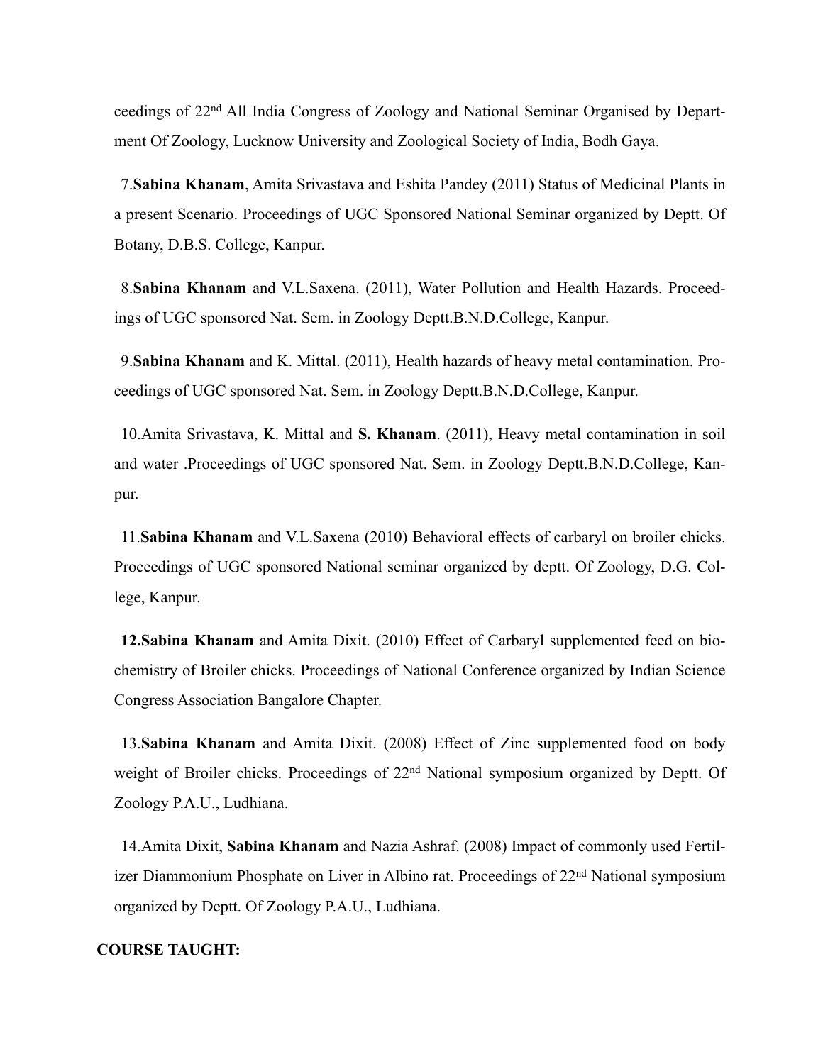ceedings of 22nd All India Congress of Zoology and National Seminar Organised by Department Of Zoology, Lucknow University and Zoological Society of India, Bodh Gaya.

7.**Sabina Khanam**, Amita Srivastava and Eshita Pandey (2011) Status of Medicinal Plants in a present Scenario. Proceedings of UGC Sponsored National Seminar organized by Deptt. Of Botany, D.B.S. College, Kanpur.

8.**Sabina Khanam** and V.L.Saxena. (2011), Water Pollution and Health Hazards. Proceedings of UGC sponsored Nat. Sem. in Zoology Deptt.B.N.D.College, Kanpur.

9.**Sabina Khanam** and K. Mittal. (2011), Health hazards of heavy metal contamination. Proceedings of UGC sponsored Nat. Sem. in Zoology Deptt.B.N.D.College, Kanpur.

10.Amita Srivastava, K. Mittal and **S. Khanam**. (2011), Heavy metal contamination in soil and water .Proceedings of UGC sponsored Nat. Sem. in Zoology Deptt.B.N.D.College, Kanpur.

11.**Sabina Khanam** and V.L.Saxena (2010) Behavioral effects of carbaryl on broiler chicks. Proceedings of UGC sponsored National seminar organized by deptt. Of Zoology, D.G. College, Kanpur.

**12.Sabina Khanam** and Amita Dixit. (2010) Effect of Carbaryl supplemented feed on biochemistry of Broiler chicks. Proceedings of National Conference organized by Indian Science Congress Association Bangalore Chapter.

13.**Sabina Khanam** and Amita Dixit. (2008) Effect of Zinc supplemented food on body weight of Broiler chicks. Proceedings of 22nd National symposium organized by Deptt. Of Zoology P.A.U., Ludhiana.

14.Amita Dixit, **Sabina Khanam** and Nazia Ashraf. (2008) Impact of commonly used Fertilizer Diammonium Phosphate on Liver in Albino rat. Proceedings of 22nd National symposium organized by Deptt. Of Zoology P.A.U., Ludhiana.

**COURSE TAUGHT:**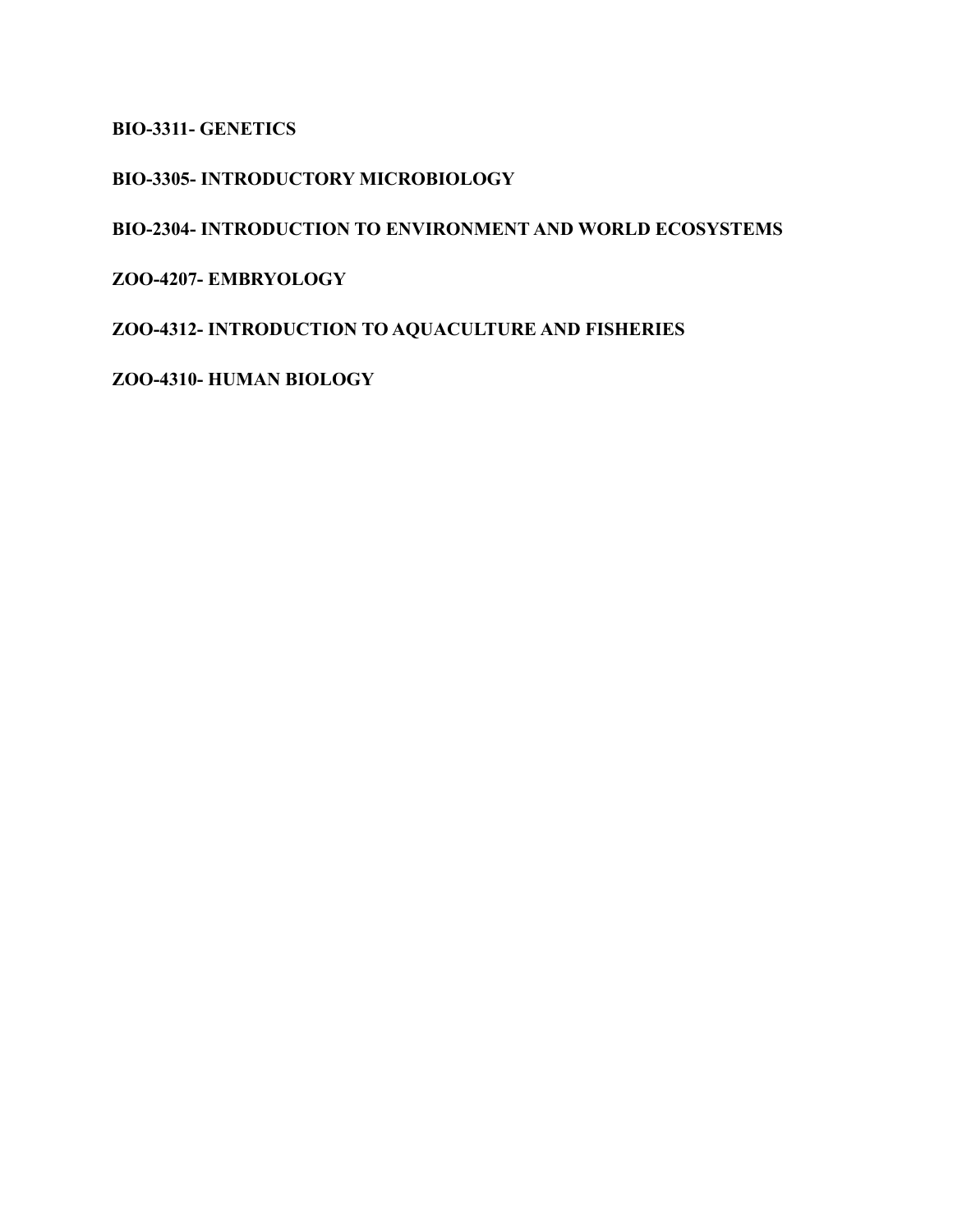**BIO-3311- GENETICS**

**BIO-3305- INTRODUCTORY MICROBIOLOGY**

**BIO-2304- INTRODUCTION TO ENVIRONMENT AND WORLD ECOSYSTEMS**

**ZOO-4207- EMBRYOLOGY**

**ZOO-4312- INTRODUCTION TO AQUACULTURE AND FISHERIES**

**ZOO-4310- HUMAN BIOLOGY**